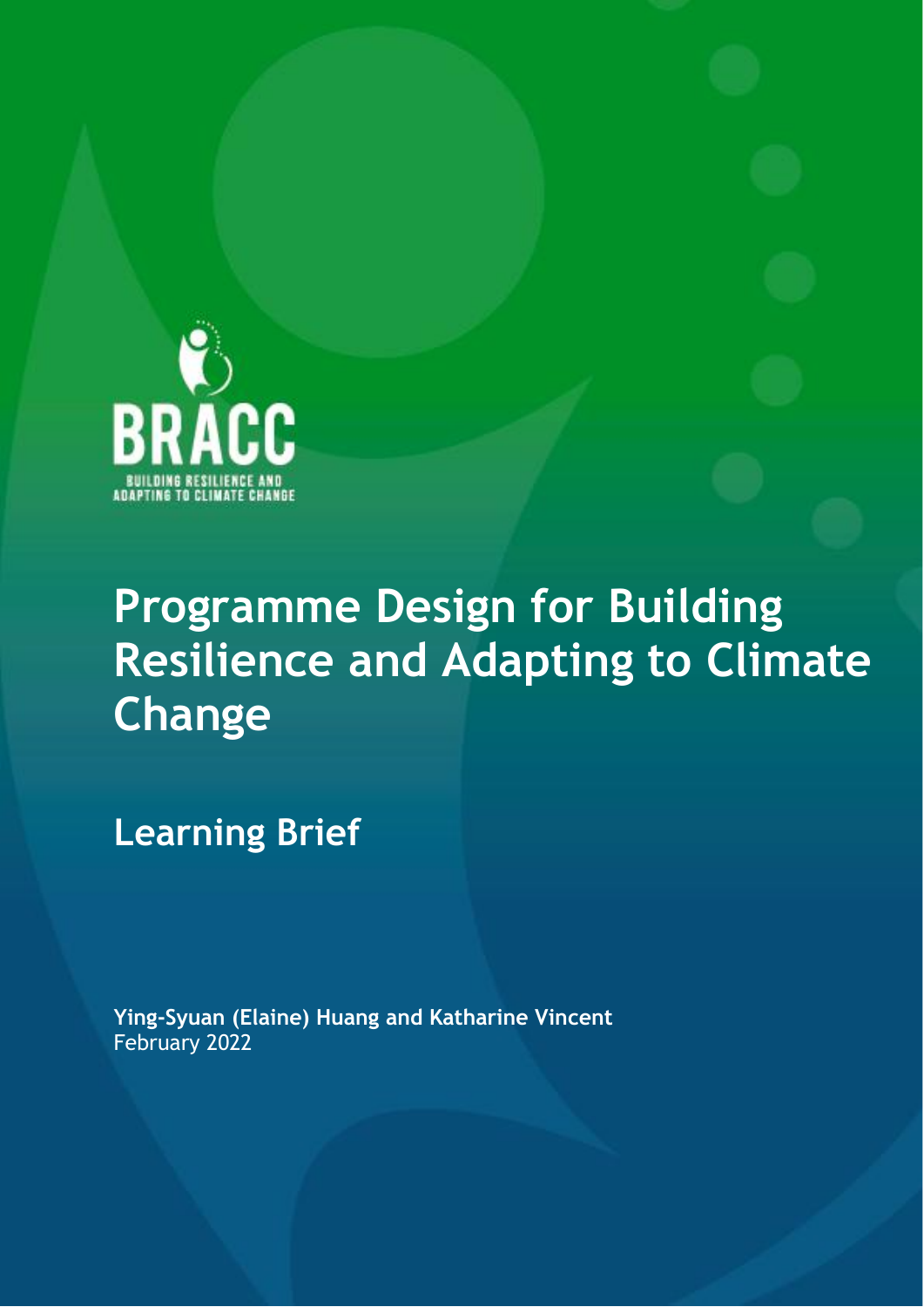BRACC

BUILDING RESILIENCE AND ADAPTING TO CLIMATE CHANGE

# Programme Design for Building Resilience and Adapting to Climate Change

## Learning Brief

**Ying-Syuan (Elaine) Huang and Katharine Vincent**
February 2022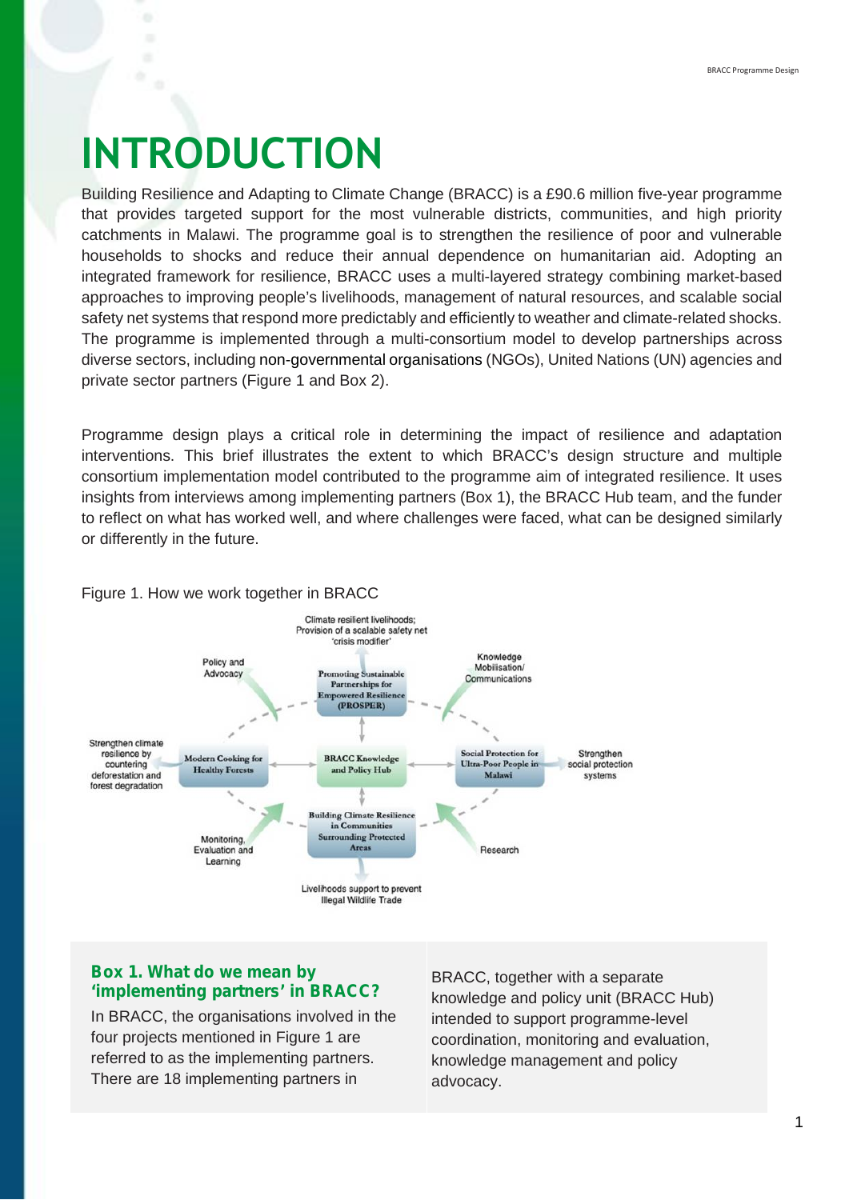# INTRODUCTION

Building Resilience and Adapting to Climate Change (BRACC) is a £90.6 million five-year programme that provides targeted support for the most vulnerable districts, communities, and high priority catchments in Malawi. The programme goal is to strengthen the resilience of poor and vulnerable households to shocks and reduce their annual dependence on humanitarian aid. Adopting an integrated framework for resilience, BRACC uses a multi-layered strategy combining market-based approaches to improving people's livelihoods, management of natural resources, and scalable social safety net systems that respond more predictably and efficiently to weather and climate-related shocks. The programme is implemented through a multi-consortium model to develop partnerships across diverse sectors, including non-governmental organisations (NGOs), United Nations (UN) agencies and private sector partners (Figure 1 and Box 2).

Programme design plays a critical role in determining the impact of resilience and adaptation interventions. This brief illustrates the extent to which BRACC's design structure and multiple consortium implementation model contributed to the programme aim of integrated resilience. It uses insights from interviews among implementing partners (Box 1), the BRACC Hub team, and the funder to reflect on what has worked well, and where challenges were faced, what can be designed similarly or differently in the future.

Figure 1. How we work together in BRACC

Climate resilient livelihoods; Provision of a scalable safety net 'crisis modifier'

Promoting Sustainable Partnerships for Empowered Resilience (PROSPER)

Policy and Advocacy

Knowledge Mobilisation/ Communications

Strengthen climate resilience by countering deforestation and forest degradation

Modern Cooking for Healthy Forests

BRACC Knowledge and Policy Hub

Social Protection for Ultra-Poor People in Malawi

Strengthen social protection systems

Monitoring, Evaluation and Learning

Building Climate Resilience in Communities Surrounding Protected Areas

Research

Livelihoods support to prevent Illegal Wildlife Trade

## Box 1. What do we mean by 'implementing partners' in BRACC?

In BRACC, the organisations involved in the four projects mentioned in Figure 1 are referred to as the implementing partners. There are 18 implementing partners in BRACC, together with a separate knowledge and policy unit (BRACC Hub) intended to support programme-level coordination, monitoring and evaluation, knowledge management and policy advocacy.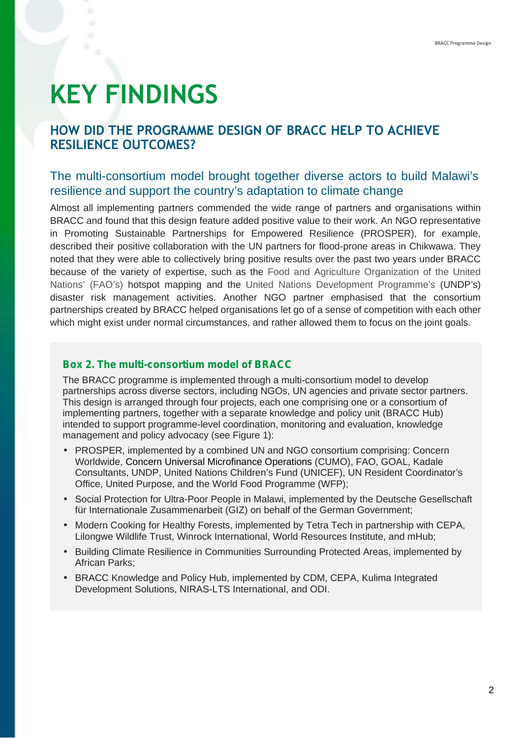# KEY FINDINGS

## HOW DID THE PROGRAMME DESIGN OF BRACC HELP TO ACHIEVE RESILIENCE OUTCOMES?

### The multi-consortium model brought together diverse actors to build Malawi's resilience and support the country's adaptation to climate change

Almost all implementing partners commended the wide range of partners and organisations within BRACC and found that this design feature added positive value to their work. An NGO representative in Promoting Sustainable Partnerships for Empowered Resilience (PROSPER), for example, described their positive collaboration with the UN partners for flood-prone areas in Chikwawa. They noted that they were able to collectively bring positive results over the past two years under BRACC because of the variety of expertise, such as the Food and Agriculture Organization of the United Nations' (FAO's) hotspot mapping and the United Nations Development Programme's (UNDP's) disaster risk management activities. Another NGO partner emphasised that the consortium partnerships created by BRACC helped organisations let go of a sense of competition with each other which might exist under normal circumstances, and rather allowed them to focus on the joint goals.

#### Box 2. The multi-consortium model of BRACC

The BRACC programme is implemented through a multi-consortium model to develop partnerships across diverse sectors, including NGOs, UN agencies and private sector partners. This design is arranged through four projects, each one comprising one or a consortium of implementing partners, together with a separate knowledge and policy unit (BRACC Hub) intended to support programme-level coordination, monitoring and evaluation, knowledge management and policy advocacy (see Figure 1):

- PROSPER, implemented by a combined UN and NGO consortium comprising: Concern Worldwide, Concern Universal Microfinance Operations (CUMO), FAO, GOAL, Kadale Consultants, UNDP, United Nations Children's Fund (UNICEF), UN Resident Coordinator's Office, United Purpose, and the World Food Programme (WFP);
- Social Protection for Ultra-Poor People in Malawi, implemented by the Deutsche Gesellschaft für Internationale Zusammenarbeit (GIZ) on behalf of the German Government;
- Modern Cooking for Healthy Forests, implemented by Tetra Tech in partnership with CEPA, Lilongwe Wildlife Trust, Winrock International, World Resources Institute, and mHub;
- Building Climate Resilience in Communities Surrounding Protected Areas, implemented by African Parks;
- BRACC Knowledge and Policy Hub, implemented by CDM, CEPA, Kulima Integrated Development Solutions, NIRAS-LTS International, and ODI.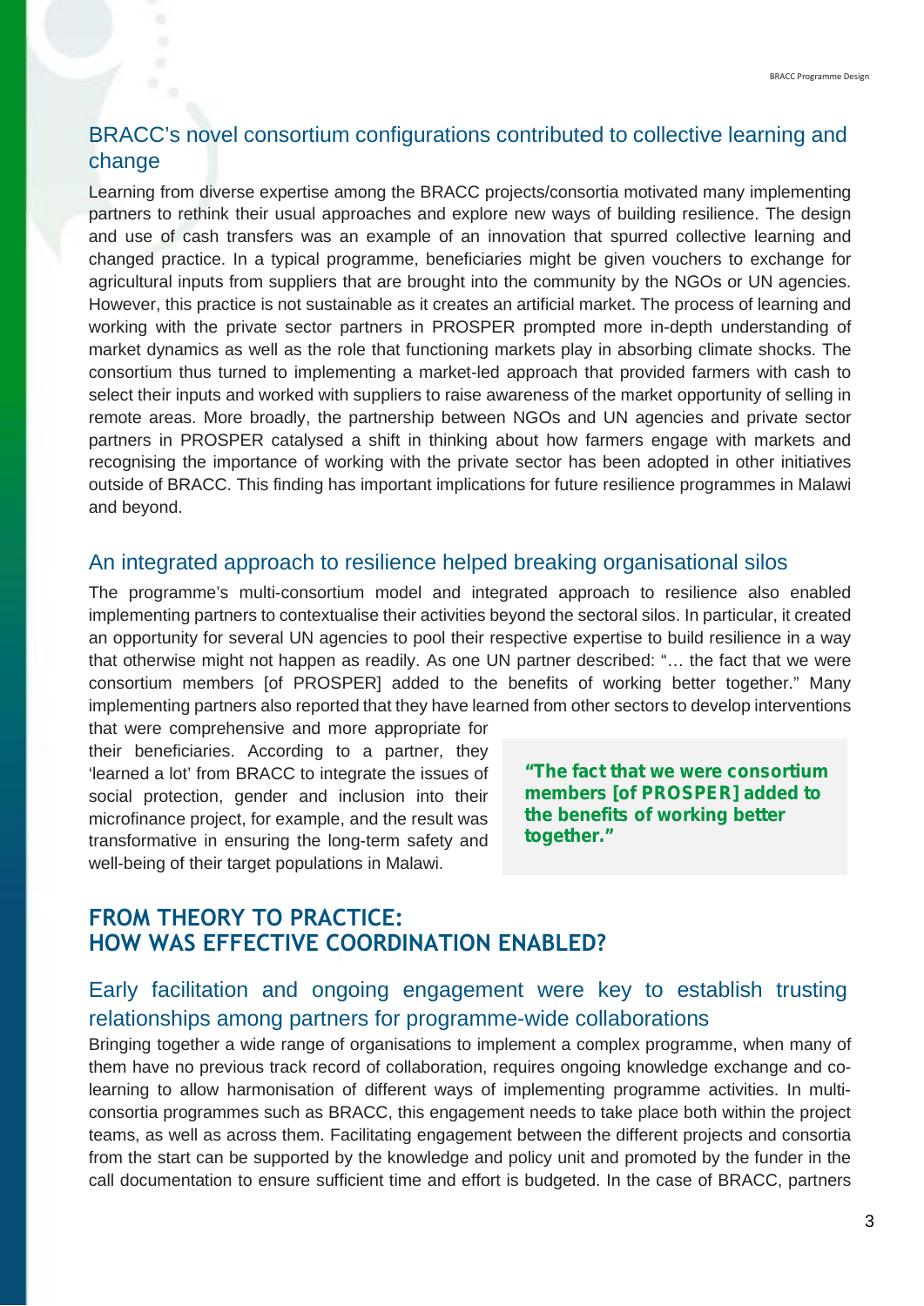## BRACC's novel consortium configurations contributed to collective learning and change

Learning from diverse expertise among the BRACC projects/consortia motivated many implementing partners to rethink their usual approaches and explore new ways of building resilience. The design and use of cash transfers was an example of an innovation that spurred collective learning and changed practice. In a typical programme, beneficiaries might be given vouchers to exchange for agricultural inputs from suppliers that are brought into the community by the NGOs or UN agencies. However, this practice is not sustainable as it creates an artificial market. The process of learning and working with the private sector partners in PROSPER prompted more in-depth understanding of market dynamics as well as the role that functioning markets play in absorbing climate shocks. The consortium thus turned to implementing a market-led approach that provided farmers with cash to select their inputs and worked with suppliers to raise awareness of the market opportunity of selling in remote areas. More broadly, the partnership between NGOs and UN agencies and private sector partners in PROSPER catalysed a shift in thinking about how farmers engage with markets and recognising the importance of working with the private sector has been adopted in other initiatives outside of BRACC. This finding has important implications for future resilience programmes in Malawi and beyond.

## An integrated approach to resilience helped breaking organisational silos

The programme's multi-consortium model and integrated approach to resilience also enabled implementing partners to contextualise their activities beyond the sectoral silos. In particular, it created an opportunity for several UN agencies to pool their respective expertise to build resilience in a way that otherwise might not happen as readily. As one UN partner described: "… the fact that we were consortium members [of PROSPER] added to the benefits of working better together." Many implementing partners also reported that they have learned from other sectors to develop interventions that were comprehensive and more appropriate for their beneficiaries. According to a partner, they 'learned a lot' from BRACC to integrate the issues of social protection, gender and inclusion into their microfinance project, for example, and the result was transformative in ensuring the long-term safety and well-being of their target populations in Malawi.

> **"The fact that we were consortium members [of PROSPER] added to the benefits of working better together."**

# FROM THEORY TO PRACTICE: HOW WAS EFFECTIVE COORDINATION ENABLED?

## Early facilitation and ongoing engagement were key to establish trusting relationships among partners for programme-wide collaborations

Bringing together a wide range of organisations to implement a complex programme, when many of them have no previous track record of collaboration, requires ongoing knowledge exchange and co-learning to allow harmonisation of different ways of implementing programme activities. In multi-consortia programmes such as BRACC, this engagement needs to take place both within the project teams, as well as across them. Facilitating engagement between the different projects and consortia from the start can be supported by the knowledge and policy unit and promoted by the funder in the call documentation to ensure sufficient time and effort is budgeted. In the case of BRACC, partners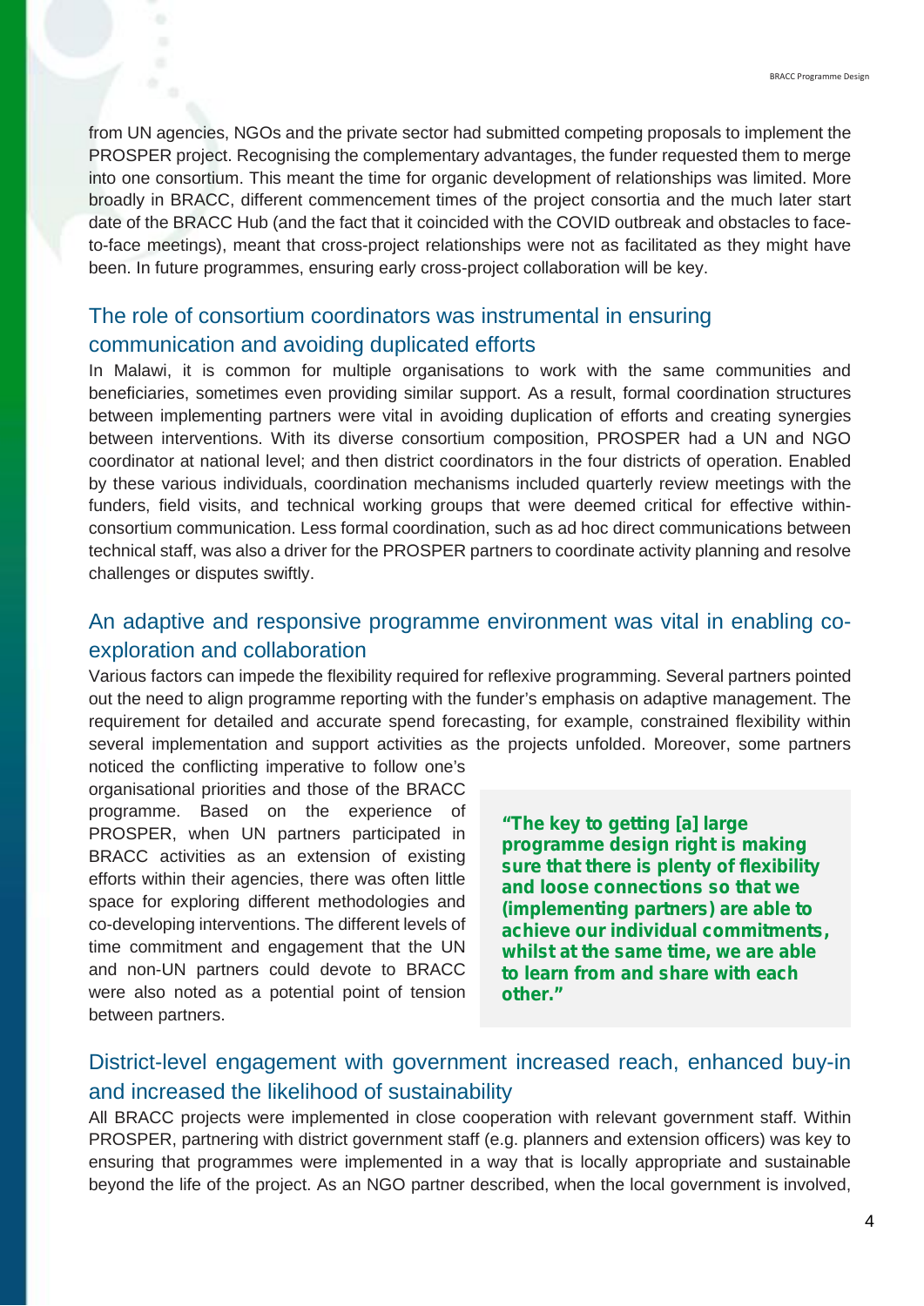from UN agencies, NGOs and the private sector had submitted competing proposals to implement the PROSPER project. Recognising the complementary advantages, the funder requested them to merge into one consortium. This meant the time for organic development of relationships was limited. More broadly in BRACC, different commencement times of the project consortia and the much later start date of the BRACC Hub (and the fact that it coincided with the COVID outbreak and obstacles to face-to-face meetings), meant that cross-project relationships were not as facilitated as they might have been. In future programmes, ensuring early cross-project collaboration will be key.

## The role of consortium coordinators was instrumental in ensuring communication and avoiding duplicated efforts

In Malawi, it is common for multiple organisations to work with the same communities and beneficiaries, sometimes even providing similar support. As a result, formal coordination structures between implementing partners were vital in avoiding duplication of efforts and creating synergies between interventions. With its diverse consortium composition, PROSPER had a UN and NGO coordinator at national level; and then district coordinators in the four districts of operation. Enabled by these various individuals, coordination mechanisms included quarterly review meetings with the funders, field visits, and technical working groups that were deemed critical for effective within-consortium communication. Less formal coordination, such as ad hoc direct communications between technical staff, was also a driver for the PROSPER partners to coordinate activity planning and resolve challenges or disputes swiftly.

## An adaptive and responsive programme environment was vital in enabling co-exploration and collaboration

Various factors can impede the flexibility required for reflexive programming. Several partners pointed out the need to align programme reporting with the funder's emphasis on adaptive management. The requirement for detailed and accurate spend forecasting, for example, constrained flexibility within several implementation and support activities as the projects unfolded. Moreover, some partners noticed the conflicting imperative to follow one's organisational priorities and those of the BRACC programme. Based on the experience of PROSPER, when UN partners participated in BRACC activities as an extension of existing efforts within their agencies, there was often little space for exploring different methodologies and co-developing interventions. The different levels of time commitment and engagement that the UN and non-UN partners could devote to BRACC were also noted as a potential point of tension between partners.

> **"The key to getting [a] large programme design right is making sure that there is plenty of flexibility and loose connections so that we (implementing partners) are able to achieve our individual commitments, whilst at the same time, we are able to learn from and share with each other."**

## District-level engagement with government increased reach, enhanced buy-in and increased the likelihood of sustainability

All BRACC projects were implemented in close cooperation with relevant government staff. Within PROSPER, partnering with district government staff (e.g. planners and extension officers) was key to ensuring that programmes were implemented in a way that is locally appropriate and sustainable beyond the life of the project. As an NGO partner described, when the local government is involved,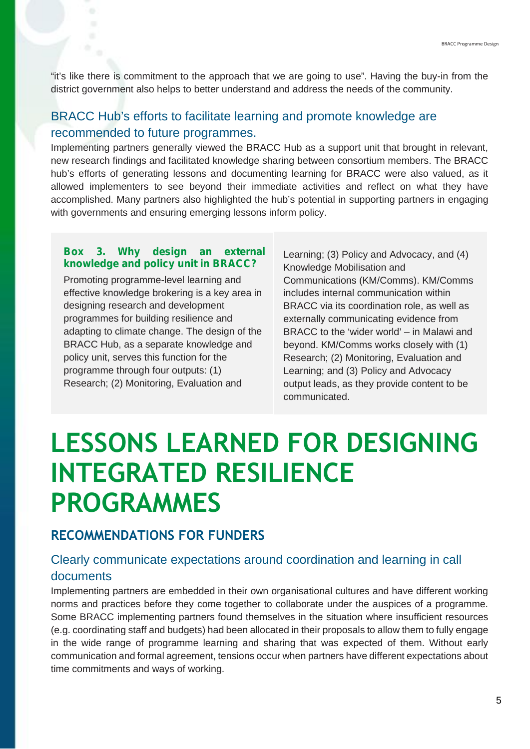"it's like there is commitment to the approach that we are going to use". Having the buy-in from the district government also helps to better understand and address the needs of the community.

### BRACC Hub's efforts to facilitate learning and promote knowledge are recommended to future programmes.

Implementing partners generally viewed the BRACC Hub as a support unit that brought in relevant, new research findings and facilitated knowledge sharing between consortium members. The BRACC hub's efforts of generating lessons and documenting learning for BRACC were also valued, as it allowed implementers to see beyond their immediate activities and reflect on what they have accomplished. Many partners also highlighted the hub's potential in supporting partners in engaging with governments and ensuring emerging lessons inform policy.

**Box 3. Why design an external knowledge and policy unit in BRACC?**

Promoting programme-level learning and effective knowledge brokering is a key area in designing research and development programmes for building resilience and adapting to climate change. The design of the BRACC Hub, as a separate knowledge and policy unit, serves this function for the programme through four outputs: (1) Research; (2) Monitoring, Evaluation and Learning; (3) Policy and Advocacy, and (4) Knowledge Mobilisation and Communications (KM/Comms). KM/Comms includes internal communication within BRACC via its coordination role, as well as externally communicating evidence from BRACC to the 'wider world' – in Malawi and beyond. KM/Comms works closely with (1) Research; (2) Monitoring, Evaluation and Learning; and (3) Policy and Advocacy output leads, as they provide content to be communicated.

# LESSONS LEARNED FOR DESIGNING INTEGRATED RESILIENCE PROGRAMMES

## RECOMMENDATIONS FOR FUNDERS

### Clearly communicate expectations around coordination and learning in call documents

Implementing partners are embedded in their own organisational cultures and have different working norms and practices before they come together to collaborate under the auspices of a programme. Some BRACC implementing partners found themselves in the situation where insufficient resources (e.g. coordinating staff and budgets) had been allocated in their proposals to allow them to fully engage in the wide range of programme learning and sharing that was expected of them. Without early communication and formal agreement, tensions occur when partners have different expectations about time commitments and ways of working.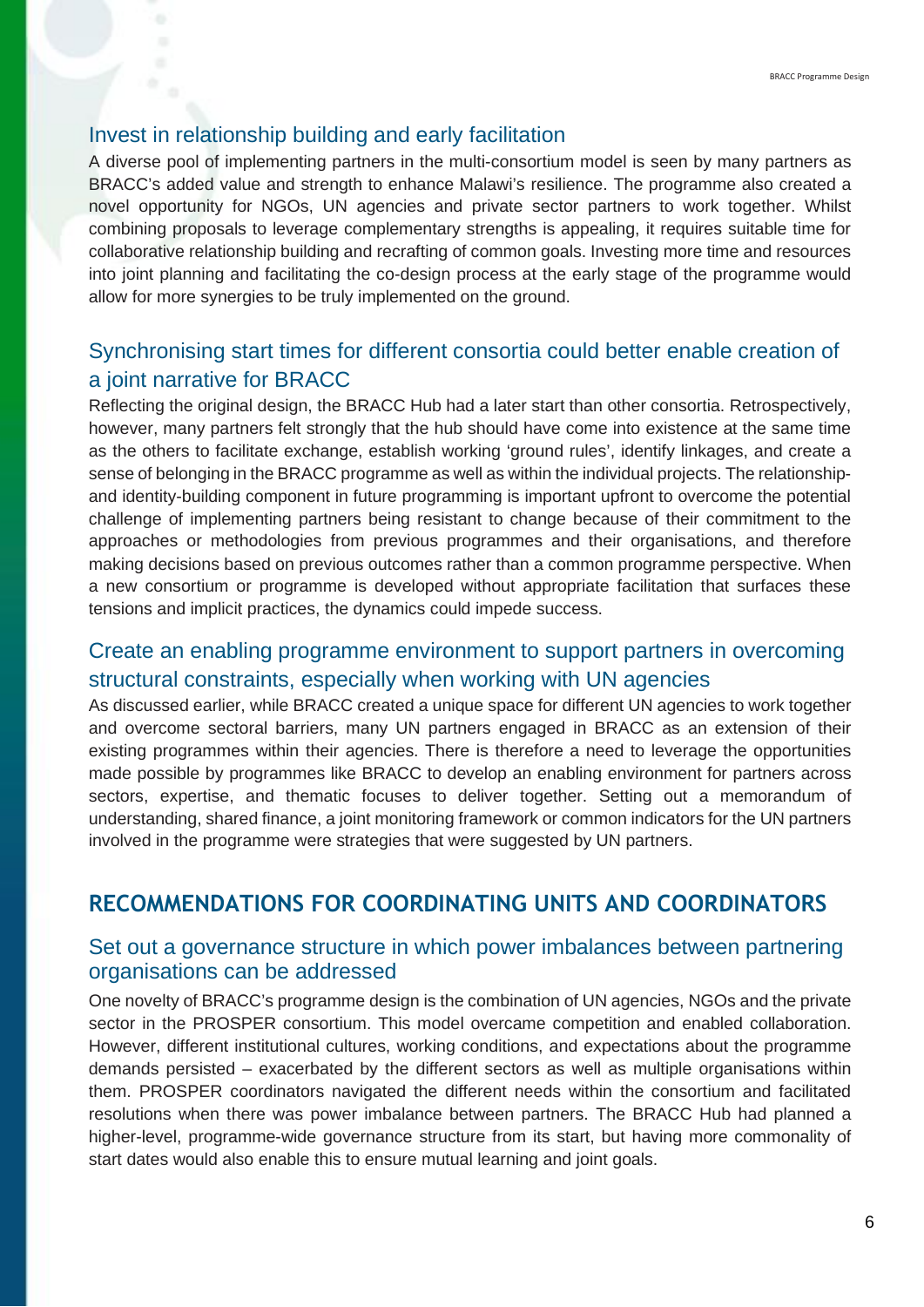### Invest in relationship building and early facilitation

A diverse pool of implementing partners in the multi-consortium model is seen by many partners as BRACC's added value and strength to enhance Malawi's resilience. The programme also created a novel opportunity for NGOs, UN agencies and private sector partners to work together. Whilst combining proposals to leverage complementary strengths is appealing, it requires suitable time for collaborative relationship building and recrafting of common goals. Investing more time and resources into joint planning and facilitating the co-design process at the early stage of the programme would allow for more synergies to be truly implemented on the ground.

### Synchronising start times for different consortia could better enable creation of a joint narrative for BRACC

Reflecting the original design, the BRACC Hub had a later start than other consortia. Retrospectively, however, many partners felt strongly that the hub should have come into existence at the same time as the others to facilitate exchange, establish working 'ground rules', identify linkages, and create a sense of belonging in the BRACC programme as well as within the individual projects. The relationship- and identity-building component in future programming is important upfront to overcome the potential challenge of implementing partners being resistant to change because of their commitment to the approaches or methodologies from previous programmes and their organisations, and therefore making decisions based on previous outcomes rather than a common programme perspective. When a new consortium or programme is developed without appropriate facilitation that surfaces these tensions and implicit practices, the dynamics could impede success.

### Create an enabling programme environment to support partners in overcoming structural constraints, especially when working with UN agencies

As discussed earlier, while BRACC created a unique space for different UN agencies to work together and overcome sectoral barriers, many UN partners engaged in BRACC as an extension of their existing programmes within their agencies. There is therefore a need to leverage the opportunities made possible by programmes like BRACC to develop an enabling environment for partners across sectors, expertise, and thematic focuses to deliver together. Setting out a memorandum of understanding, shared finance, a joint monitoring framework or common indicators for the UN partners involved in the programme were strategies that were suggested by UN partners.

## RECOMMENDATIONS FOR COORDINATING UNITS AND COORDINATORS

### Set out a governance structure in which power imbalances between partnering organisations can be addressed

One novelty of BRACC's programme design is the combination of UN agencies, NGOs and the private sector in the PROSPER consortium. This model overcame competition and enabled collaboration. However, different institutional cultures, working conditions, and expectations about the programme demands persisted – exacerbated by the different sectors as well as multiple organisations within them. PROSPER coordinators navigated the different needs within the consortium and facilitated resolutions when there was power imbalance between partners. The BRACC Hub had planned a higher-level, programme-wide governance structure from its start, but having more commonality of start dates would also enable this to ensure mutual learning and joint goals.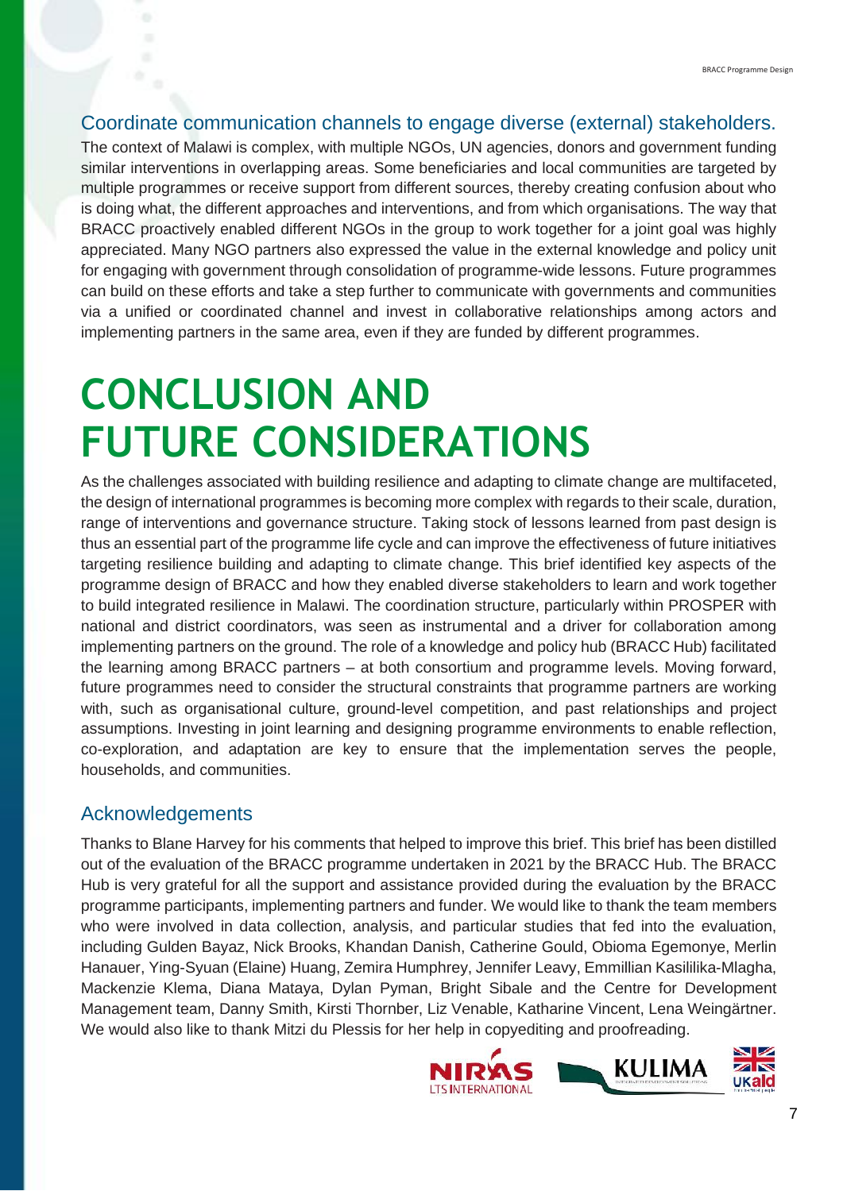### Coordinate communication channels to engage diverse (external) stakeholders.

The context of Malawi is complex, with multiple NGOs, UN agencies, donors and government funding similar interventions in overlapping areas. Some beneficiaries and local communities are targeted by multiple programmes or receive support from different sources, thereby creating confusion about who is doing what, the different approaches and interventions, and from which organisations. The way that BRACC proactively enabled different NGOs in the group to work together for a joint goal was highly appreciated. Many NGO partners also expressed the value in the external knowledge and policy unit for engaging with government through consolidation of programme-wide lessons. Future programmes can build on these efforts and take a step further to communicate with governments and communities via a unified or coordinated channel and invest in collaborative relationships among actors and implementing partners in the same area, even if they are funded by different programmes.

# CONCLUSION AND FUTURE CONSIDERATIONS

As the challenges associated with building resilience and adapting to climate change are multifaceted, the design of international programmes is becoming more complex with regards to their scale, duration, range of interventions and governance structure. Taking stock of lessons learned from past design is thus an essential part of the programme life cycle and can improve the effectiveness of future initiatives targeting resilience building and adapting to climate change. This brief identified key aspects of the programme design of BRACC and how they enabled diverse stakeholders to learn and work together to build integrated resilience in Malawi. The coordination structure, particularly within PROSPER with national and district coordinators, was seen as instrumental and a driver for collaboration among implementing partners on the ground. The role of a knowledge and policy hub (BRACC Hub) facilitated the learning among BRACC partners – at both consortium and programme levels. Moving forward, future programmes need to consider the structural constraints that programme partners are working with, such as organisational culture, ground-level competition, and past relationships and project assumptions. Investing in joint learning and designing programme environments to enable reflection, co-exploration, and adaptation are key to ensure that the implementation serves the people, households, and communities.

### Acknowledgements

Thanks to Blane Harvey for his comments that helped to improve this brief. This brief has been distilled out of the evaluation of the BRACC programme undertaken in 2021 by the BRACC Hub. The BRACC Hub is very grateful for all the support and assistance provided during the evaluation by the BRACC programme participants, implementing partners and funder. We would like to thank the team members who were involved in data collection, analysis, and particular studies that fed into the evaluation, including Gulden Bayaz, Nick Brooks, Khandan Danish, Catherine Gould, Obioma Egemonye, Merlin Hanauer, Ying-Syuan (Elaine) Huang, Zemira Humphrey, Jennifer Leavy, Emmillian Kasililika-Mlagha, Mackenzie Klema, Diana Mataya, Dylan Pyman, Bright Sibale and the Centre for Development Management team, Danny Smith, Kirsti Thornber, Liz Venable, Katharine Vincent, Lena Weingärtner. We would also like to thank Mitzi du Plessis for her help in copyediting and proofreading.